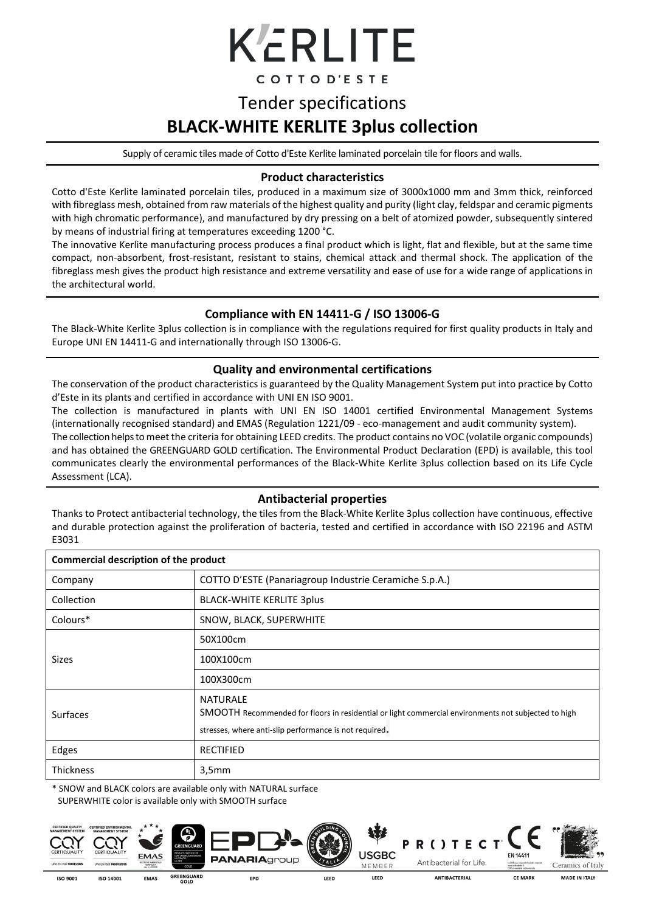# K'ERLITE

COTTO D'ESTE

# Tender specifications

## BLACK-WHITE KERLITE 3plus collection

Supply of ceramic tiles made of Cotto d'Este Kerlite laminated porcelain tile for floors and walls.

### Product characteristics

Cotto d'Este Kerlite laminated porcelain tiles, produced in a maximum size of 3000x1000 mm and 3mm thick, reinforced with fibreglass mesh, obtained from raw materials of the highest quality and purity (light clay, feldspar and ceramic pigments with high chromatic performance), and manufactured by dry pressing on a belt of atomized powder, subsequently sintered by means of industrial firing at temperatures exceeding 1200 °C.

The innovative Kerlite manufacturing process produces a final product which is light, flat and flexible, but at the same time compact, non-absorbent, frost-resistant, resistant to stains, chemical attack and thermal shock. The application of the fibreglass mesh gives the product high resistance and extreme versatility and ease of use for a wide range of applications in the architectural world.

### Compliance with EN 14411-G / ISO 13006-G

The Black-White Kerlite 3plus collection is in compliance with the regulations required for first quality products in Italy and Europe UNI EN 14411-G and internationally through ISO 13006-G.

### Quality and environmental certifications

The conservation of the product characteristics is guaranteed by the Quality Management System put into practice by Cotto d'Este in its plants and certified in accordance with UNI EN ISO 9001.

The collection is manufactured in plants with UNI EN ISO 14001 certified Environmental Management Systems (internationally recognised standard) and EMAS (Regulation 1221/09 - eco-management and audit community system).

The collection helps to meet the criteria for obtaining LEED credits. The product contains no VOC (volatile organic compounds) and has obtained the GREENGUARD GOLD certification. The Environmental Product Declaration (EPD) is available, this tool communicates clearly the environmental performances of the Black-White Kerlite 3plus collection based on its Life Cycle Assessment (LCA).

### Antibacterial properties

Thanks to Protect antibacterial technology, the tiles from the Black-White Kerlite 3plus collection have continuous, effective and durable protection against the proliferation of bacteria, tested and certified in accordance with ISO 22196 and ASTM E3031

| Commercial description of the product | |
|---|---|
| Company | COTTO D'ESTE (Panariagroup Industrie Ceramiche S.p.A.) |
| Collection | BLACK-WHITE KERLITE 3plus |
| Colours* | SNOW, BLACK, SUPERWHITE |
| Sizes | 50X100cm |
| | 100X100cm |
| | 100X300cm |
| Surfaces | NATURALE<br>SMOOTH Recommended for floors in residential or light commercial environments not subjected to high stresses, where anti-slip performance is not required. |
| Edges | RECTIFIED |
| Thickness | 3,5mm |

\* SNOW and BLACK colors are available only with NATURAL surface
SUPERWHITE color is available only with SMOOTH surface

ISO 9001 | ISO 14001 | EMAS | GREENGUARD GOLD | EPD | LEED | LEED | ANTIBACTERIAL | CE MARK | MADE IN ITALY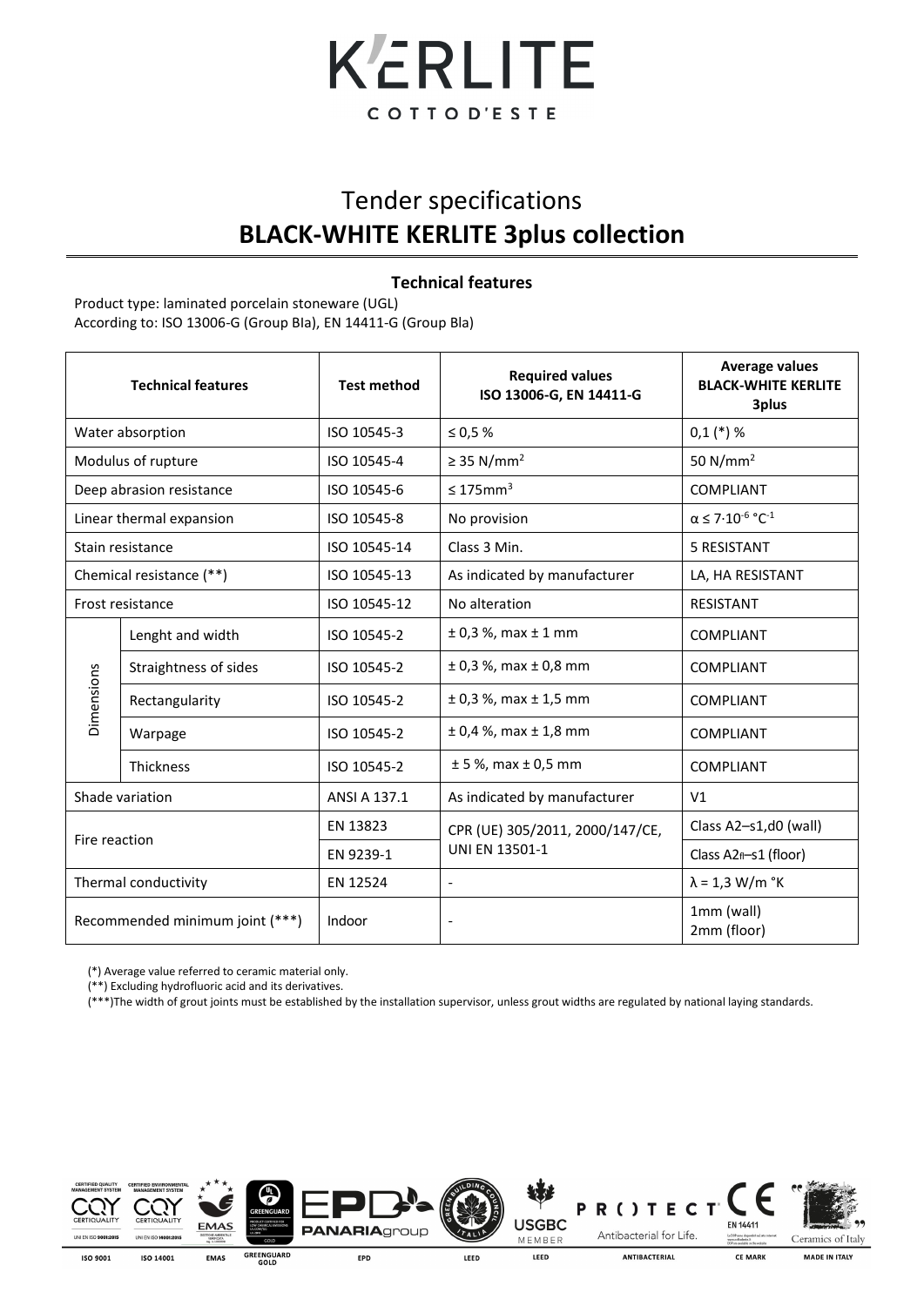# K'ERLITE

COTTO D'ESTE

## Tender specifications
## BLACK-WHITE KERLITE 3plus collection

### Technical features

Product type: laminated porcelain stoneware (UGL)
According to: ISO 13006-G (Group BIa), EN 14411-G (Group Bla)

| Technical features | | Test method | Required values ISO 13006-G, EN 14411-G | Average values BLACK-WHITE KERLITE 3plus |
|---|---|---|---|---|
| Water absorption | | ISO 10545-3 | ≤ 0,5 % | 0,1 (*) % |
| Modulus of rupture | | ISO 10545-4 | ≥ 35 N/mm$^2$ | 50 N/mm$^2$ |
| Deep abrasion resistance | | ISO 10545-6 | ≤ 175mm$^3$ | COMPLIANT |
| Linear thermal expansion | | ISO 10545-8 | No provision | $\alpha \leq 7 \cdot 10^{-6}$ °C$^{-1}$ |
| Stain resistance | | ISO 10545-14 | Class 3 Min. | 5 RESISTANT |
| Chemical resistance (**) | | ISO 10545-13 | As indicated by manufacturer | LA, HA RESISTANT |
| Frost resistance | | ISO 10545-12 | No alteration | RESISTANT |
| Dimensions | Lenght and width | ISO 10545-2 | ± 0,3 %, max ± 1 mm | COMPLIANT |
| | Straightness of sides | ISO 10545-2 | ± 0,3 %, max ± 0,8 mm | COMPLIANT |
| | Rectangularity | ISO 10545-2 | ± 0,3 %, max ± 1,5 mm | COMPLIANT |
| | Warpage | ISO 10545-2 | ± 0,4 %, max ± 1,8 mm | COMPLIANT |
| | Thickness | ISO 10545-2 | ± 5 %, max ± 0,5 mm | COMPLIANT |
| Shade variation | | ANSI A 137.1 | As indicated by manufacturer | V1 |
| Fire reaction | | EN 13823 | CPR (UE) 305/2011, 2000/147/CE, UNI EN 13501-1 | Class A2–s1,d0 (wall) |
| | | EN 9239-1 | | Class A2$_{fl}$–s1 (floor) |
| Thermal conductivity | | EN 12524 | - | $\lambda$ = 1,3 W/m °K |
| Recommended minimum joint (***) | | Indoor | - | 1mm (wall) 2mm (floor) |

(*) Average value referred to ceramic material only.
(**) Excluding hydrofluoric acid and its derivatives.
(***)The width of grout joints must be established by the installation supervisor, unless grout widths are regulated by national laying standards.

ISO 9001 | ISO 14001 | EMAS | GREENGUARD GOLD | EPD | LEED | LEED | ANTIBACTERIAL | CE MARK | MADE IN ITALY